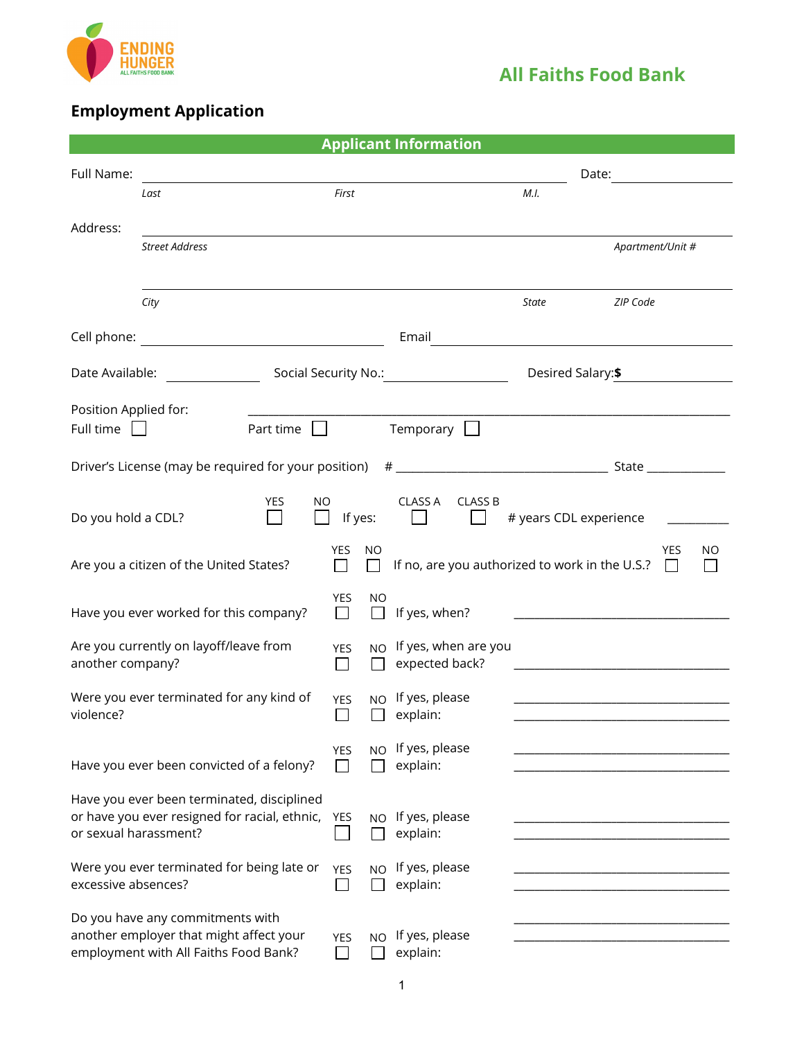ENDING HUNGER
ALL FAITHS FOOD BANK

## All Faiths Food Bank

# Employment Application

## Applicant Information

Full Name: ________________________________________ Date: ______________

*Last* *First* *M.I.*

Address: ________________________________________

*Street Address* *Apartment/Unit #*

________________________________________

*City* *State* *ZIP Code*

Cell phone: ______________________ Email ______________________

Date Available: __________ Social Security No.: ______________ Desired Salary:**$** ______________

Position Applied for: ________________________________________

Full time ☐ Part time ☐ Temporary ☐

Driver's License (may be required for your position) # ______________________ State __________

| Question | YES | NO | Follow-up |
|---|---|---|---|
| Do you hold a CDL? | ☐ | ☐ | If yes: CLASS A ☐ CLASS B ☐ # years CDL experience __________ |
| Are you a citizen of the United States? | ☐ | ☐ | If no, are you authorized to work in the U.S.? YES ☐ NO ☐ |
| Have you ever worked for this company? | ☐ | ☐ | If yes, when? ______________________ |
| Are you currently on layoff/leave from another company? | ☐ | ☐ | If yes, when are you expected back? ______________________ |
| Were you ever terminated for any kind of violence? | ☐ | ☐ | If yes, please explain: ______________________ |
| Have you ever been convicted of a felony? | ☐ | ☐ | If yes, please explain: ______________________ |
| Have you ever been terminated, disciplined or have you ever resigned for racial, ethnic, or sexual harassment? | ☐ | ☐ | If yes, please explain: ______________________ |
| Were you ever terminated for being late or excessive absences? | ☐ | ☐ | If yes, please explain: ______________________ |
| Do you have any commitments with another employer that might affect your employment with All Faiths Food Bank? | ☐ | ☐ | If yes, please explain: ______________________ |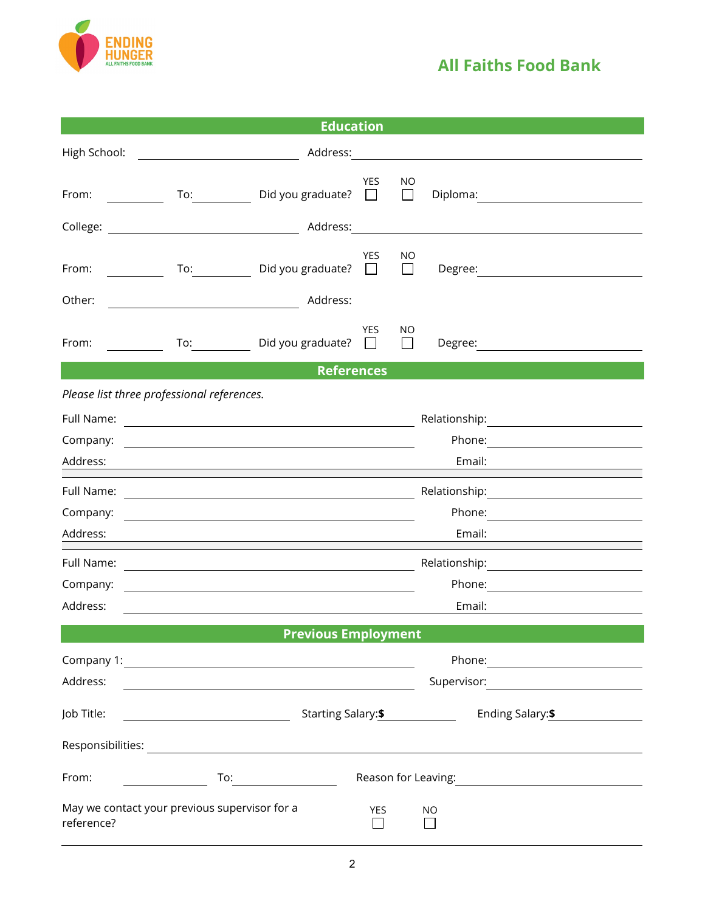ENDING HUNGER
ALL FAITHS FOOD BANK

## All Faiths Food Bank

## Education

High School: ____________________ Address: ____________________

From: __________ To: __________ Did you graduate? YES ☐ NO ☐ Diploma: ____________________

College: ____________________ Address: ____________________

From: __________ To: __________ Did you graduate? YES ☐ NO ☐ Degree: ____________________

Other: ____________________ Address:

From: __________ To: __________ Did you graduate? YES ☐ NO ☐ Degree: ____________________

## References

*Please list three professional references.*

Full Name: ____________________ Relationship: ____________________
Company: ____________________ Phone: ____________________
Address: ____________________ Email: ____________________

Full Name: ____________________ Relationship: ____________________
Company: ____________________ Phone: ____________________
Address: ____________________ Email: ____________________

Full Name: ____________________ Relationship: ____________________
Company: ____________________ Phone: ____________________
Address: ____________________ Email: ____________________

## Previous Employment

Company 1: ____________________ Phone: ____________________
Address: ____________________ Supervisor: ____________________

Job Title: ____________________ Starting Salary: **$** __________ Ending Salary: **$** __________

Responsibilities: ____________________

From: __________ To: __________ Reason for Leaving: ____________________

May we contact your previous supervisor for a reference? YES ☐ NO ☐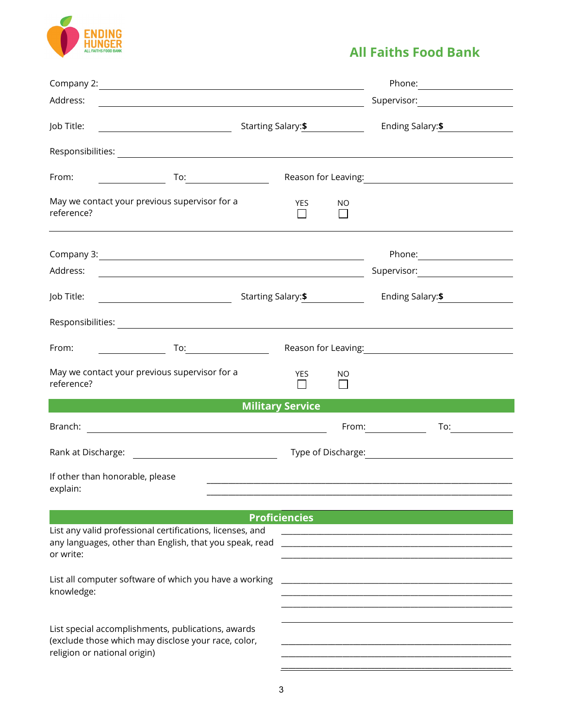ENDING HUNGER
ALL FAITHS FOOD BANK

## All Faiths Food Bank

Company 2: ______________________________ Phone: ______________

Address: ______________________________ Supervisor: ______________

Job Title: ______________ Starting Salary:**$** ______________ Ending Salary:**$** ______________

Responsibilities: ______________________________

From: ______________ To: ______________ Reason for Leaving: ______________

May we contact your previous supervisor for a reference? YES ☐ NO ☐

---

Company 3: ______________________________ Phone: ______________

Address: ______________________________ Supervisor: ______________

Job Title: ______________ Starting Salary:**$** ______________ Ending Salary:**$** ______________

Responsibilities: ______________________________

From: ______________ To: ______________ Reason for Leaving: ______________

May we contact your previous supervisor for a reference? YES ☐ NO ☐

## Military Service

Branch: ______________________________ From: ______________ To: ______________

Rank at Discharge: ______________ Type of Discharge: ______________

If other than honorable, please explain: ______________________________

## Proficiencies

List any valid professional certifications, licenses, and any languages, other than English, that you speak, read or write: ______________________________

List all computer software of which you have a working knowledge: ______________________________

List special accomplishments, publications, awards (exclude those which may disclose your race, color, religion or national origin) ______________________________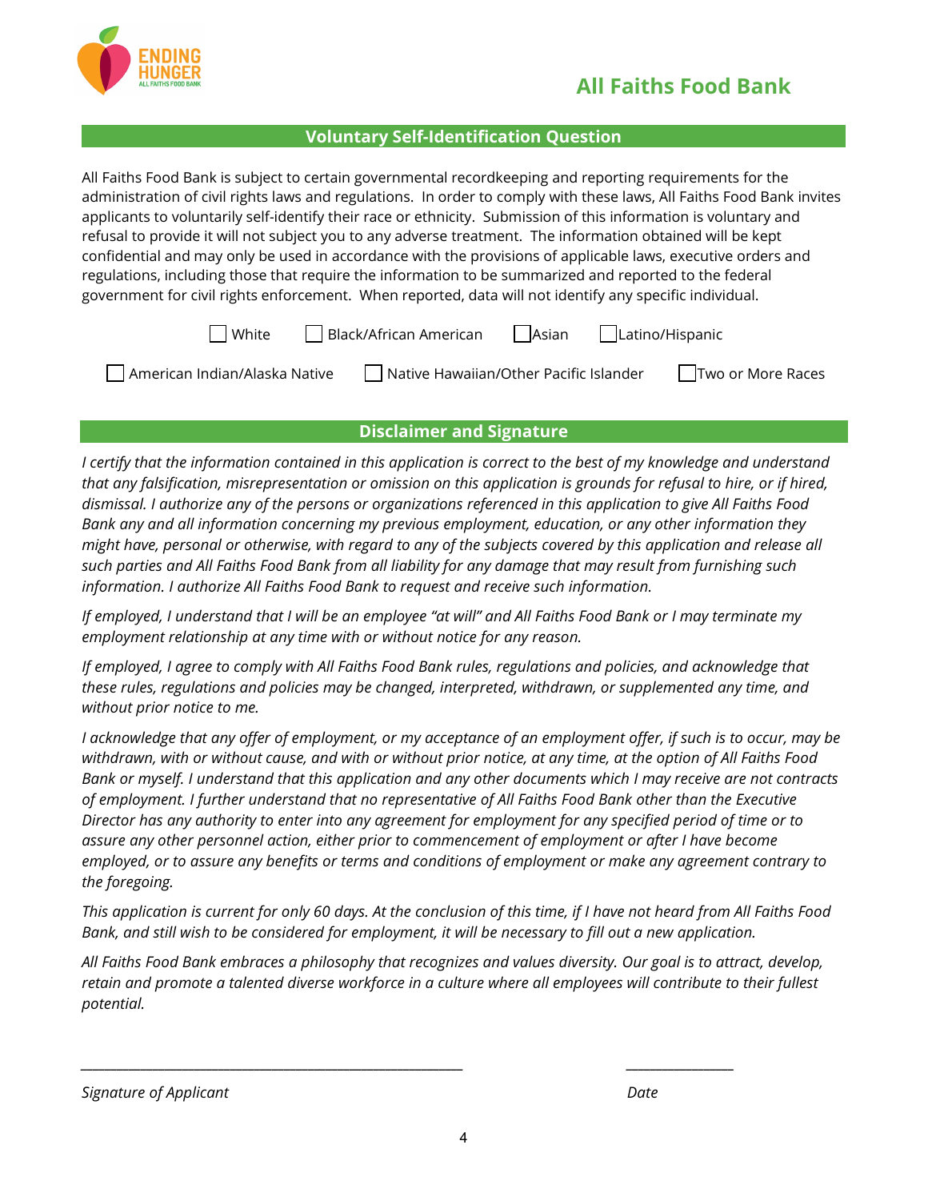## All Faiths Food Bank

### Voluntary Self-Identification Question

All Faiths Food Bank is subject to certain governmental recordkeeping and reporting requirements for the administration of civil rights laws and regulations. In order to comply with these laws, All Faiths Food Bank invites applicants to voluntarily self-identify their race or ethnicity. Submission of this information is voluntary and refusal to provide it will not subject you to any adverse treatment. The information obtained will be kept confidential and may only be used in accordance with the provisions of applicable laws, executive orders and regulations, including those that require the information to be summarized and reported to the federal government for civil rights enforcement. When reported, data will not identify any specific individual.

☐ White ☐ Black/African American ☐ Asian ☐ Latino/Hispanic

☐ American Indian/Alaska Native ☐ Native Hawaiian/Other Pacific Islander ☐ Two or More Races

### Disclaimer and Signature

*I certify that the information contained in this application is correct to the best of my knowledge and understand that any falsification, misrepresentation or omission on this application is grounds for refusal to hire, or if hired, dismissal. I authorize any of the persons or organizations referenced in this application to give All Faiths Food Bank any and all information concerning my previous employment, education, or any other information they might have, personal or otherwise, with regard to any of the subjects covered by this application and release all such parties and All Faiths Food Bank from all liability for any damage that may result from furnishing such information. I authorize All Faiths Food Bank to request and receive such information.*

*If employed, I understand that I will be an employee "at will" and All Faiths Food Bank or I may terminate my employment relationship at any time with or without notice for any reason.*

*If employed, I agree to comply with All Faiths Food Bank rules, regulations and policies, and acknowledge that these rules, regulations and policies may be changed, interpreted, withdrawn, or supplemented any time, and without prior notice to me.*

*I acknowledge that any offer of employment, or my acceptance of an employment offer, if such is to occur, may be withdrawn, with or without cause, and with or without prior notice, at any time, at the option of All Faiths Food Bank or myself. I understand that this application and any other documents which I may receive are not contracts of employment. I further understand that no representative of All Faiths Food Bank other than the Executive Director has any authority to enter into any agreement for employment for any specified period of time or to assure any other personnel action, either prior to commencement of employment or after I have become employed, or to assure any benefits or terms and conditions of employment or make any agreement contrary to the foregoing.*

*This application is current for only 60 days. At the conclusion of this time, if I have not heard from All Faiths Food Bank, and still wish to be considered for employment, it will be necessary to fill out a new application.*

*All Faiths Food Bank embraces a philosophy that recognizes and values diversity. Our goal is to attract, develop, retain and promote a talented diverse workforce in a culture where all employees will contribute to their fullest potential.*

_______________________________________________ _______________

*Signature of Applicant* *Date*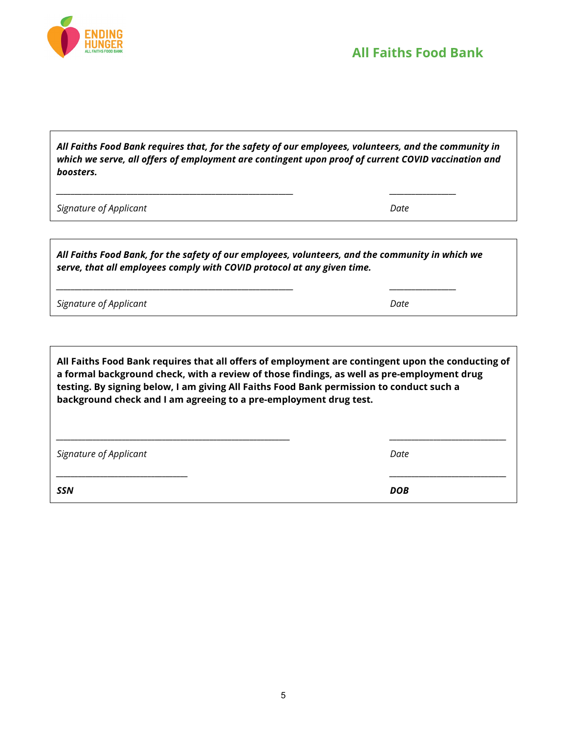## All Faiths Food Bank

***All Faiths Food Bank requires that, for the safety of our employees, volunteers, and the community in which we serve, all offers of employment are contingent upon proof of current COVID vaccination and boosters.***

\_\_\_\_\_\_\_\_\_\_\_\_\_\_\_\_\_\_\_\_\_\_\_\_\_\_\_\_\_\_\_\_\_\_\_\_\_\_\_\_\_\_\_\_ \_\_\_\_\_\_\_\_\_\_\_\_\_\_\_

*Signature of Applicant* *Date*

***All Faiths Food Bank, for the safety of our employees, volunteers, and the community in which we serve, that all employees comply with COVID protocol at any given time.***

\_\_\_\_\_\_\_\_\_\_\_\_\_\_\_\_\_\_\_\_\_\_\_\_\_\_\_\_\_\_\_\_\_\_\_\_\_\_\_\_\_\_\_\_ \_\_\_\_\_\_\_\_\_\_\_\_\_\_\_

*Signature of Applicant* *Date*

**All Faiths Food Bank requires that all offers of employment are contingent upon the conducting of a formal background check, with a review of those findings, as well as pre-employment drug testing. By signing below, I am giving All Faiths Food Bank permission to conduct such a background check and I am agreeing to a pre-employment drug test.**

\_\_\_\_\_\_\_\_\_\_\_\_\_\_\_\_\_\_\_\_\_\_\_\_\_\_\_\_\_\_\_\_\_\_\_\_\_\_\_\_\_\_\_\_ \_\_\_\_\_\_\_\_\_\_\_\_\_\_\_\_\_\_\_\_\_\_

*Signature of Applicant* *Date*

\_\_\_\_\_\_\_\_\_\_\_\_\_\_\_\_\_\_\_\_\_\_\_\_\_\_ \_\_\_\_\_\_\_\_\_\_\_\_\_\_\_\_\_\_\_\_\_\_

***SSN*** ***DOB***